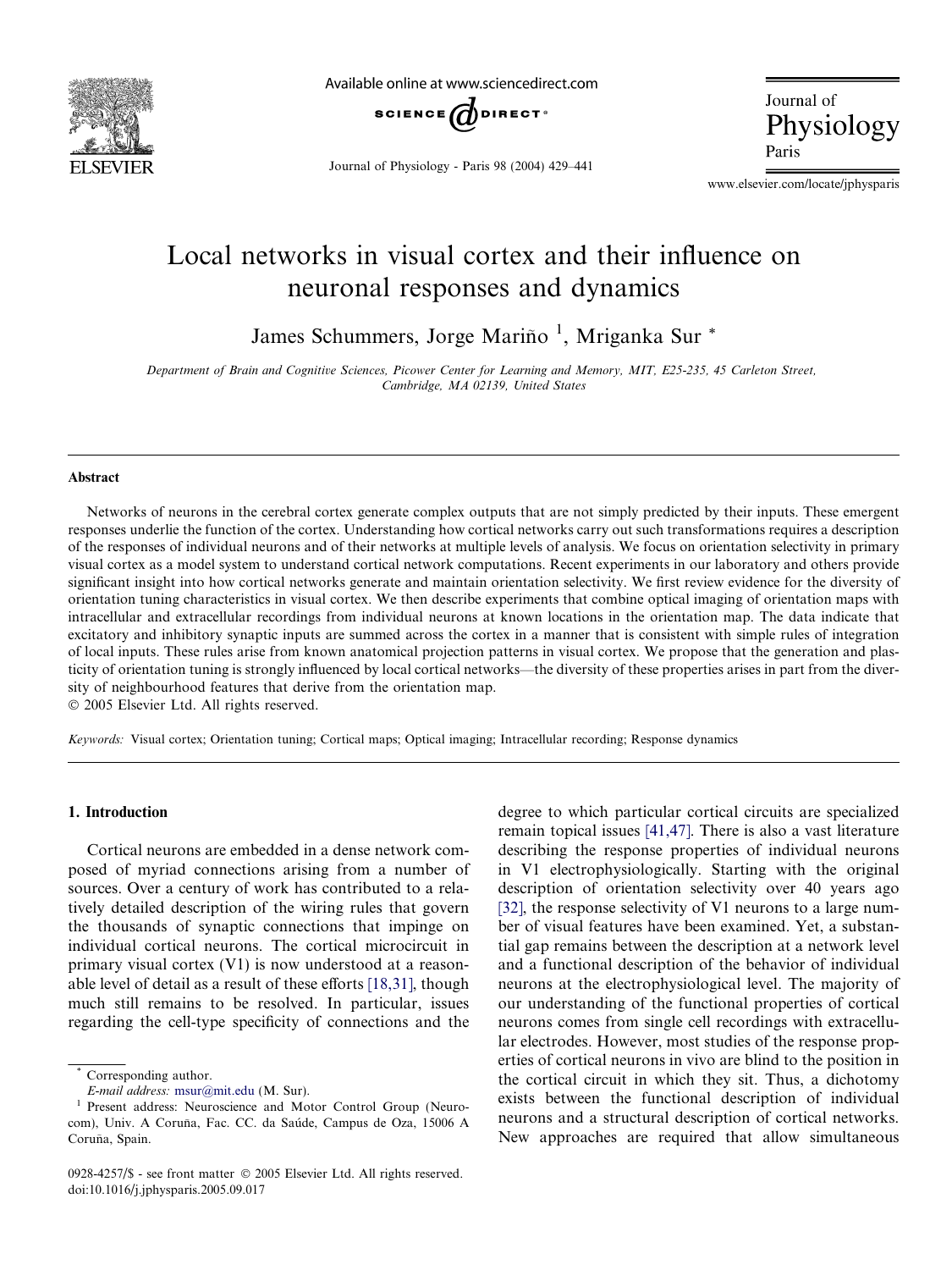# Local networks in visual cortex and their influence on neuronal responses and dynamics

James Schummers, Jorge Mariño [1], Mriganka Sur *

*Department of Brain and Cognitive Sciences, Picower Center for Learning and Memory, MIT, E25-235, 45 Carleton Street, Cambridge, MA 02139, United States*

## Abstract

Networks of neurons in the cerebral cortex generate complex outputs that are not simply predicted by their inputs. These emergent responses underlie the function of the cortex. Understanding how cortical networks carry out such transformations requires a description of the responses of individual neurons and of their networks at multiple levels of analysis. We focus on orientation selectivity in primary visual cortex as a model system to understand cortical network computations. Recent experiments in our laboratory and others provide significant insight into how cortical networks generate and maintain orientation selectivity. We first review evidence for the diversity of orientation tuning characteristics in visual cortex. We then describe experiments that combine optical imaging of orientation maps with intracellular and extracellular recordings from individual neurons at known locations in the orientation map. The data indicate that excitatory and inhibitory synaptic inputs are summed across the cortex in a manner that is consistent with simple rules of integration of local inputs. These rules arise from known anatomical projection patterns in visual cortex. We propose that the generation and plasticity of orientation tuning is strongly influenced by local cortical networks—the diversity of these properties arises in part from the diversity of neighbourhood features that derive from the orientation map.

© 2005 Elsevier Ltd. All rights reserved.

*Keywords:* Visual cortex; Orientation tuning; Cortical maps; Optical imaging; Intracellular recording; Response dynamics

## 1. Introduction

Cortical neurons are embedded in a dense network composed of myriad connections arising from a number of sources. Over a century of work has contributed to a relatively detailed description of the wiring rules that govern the thousands of synaptic connections that impinge on individual cortical neurons. The cortical microcircuit in primary visual cortex (V1) is now understood at a reasonable level of detail as a result of these efforts [18,31], though much still remains to be resolved. In particular, issues regarding the cell-type specificity of connections and the degree to which particular cortical circuits are specialized remain topical issues [41,47]. There is also a vast literature describing the response properties of individual neurons in V1 electrophysiologically. Starting with the original description of orientation selectivity over 40 years ago [32], the response selectivity of V1 neurons to a large number of visual features have been examined. Yet, a substantial gap remains between the description at a network level and a functional description of the behavior of individual neurons at the electrophysiological level. The majority of our understanding of the functional properties of cortical neurons comes from single cell recordings with extracellular electrodes. However, most studies of the response properties of cortical neurons in vivo are blind to the position in the cortical circuit in which they sit. Thus, a dichotomy exists between the functional description of individual neurons and a structural description of cortical networks. New approaches are required that allow simultaneous

---

\* Corresponding author.
*E-mail address:* msur@mit.edu (M. Sur).

[1] Present address: Neuroscience and Motor Control Group (Neurocom), Univ. A Coruña, Fac. CC. da Saúde, Campus de Oza, 15006 A Coruña, Spain.

0928-4257/$ - see front matter © 2005 Elsevier Ltd. All rights reserved.
doi:10.1016/j.jphysparis.2005.09.017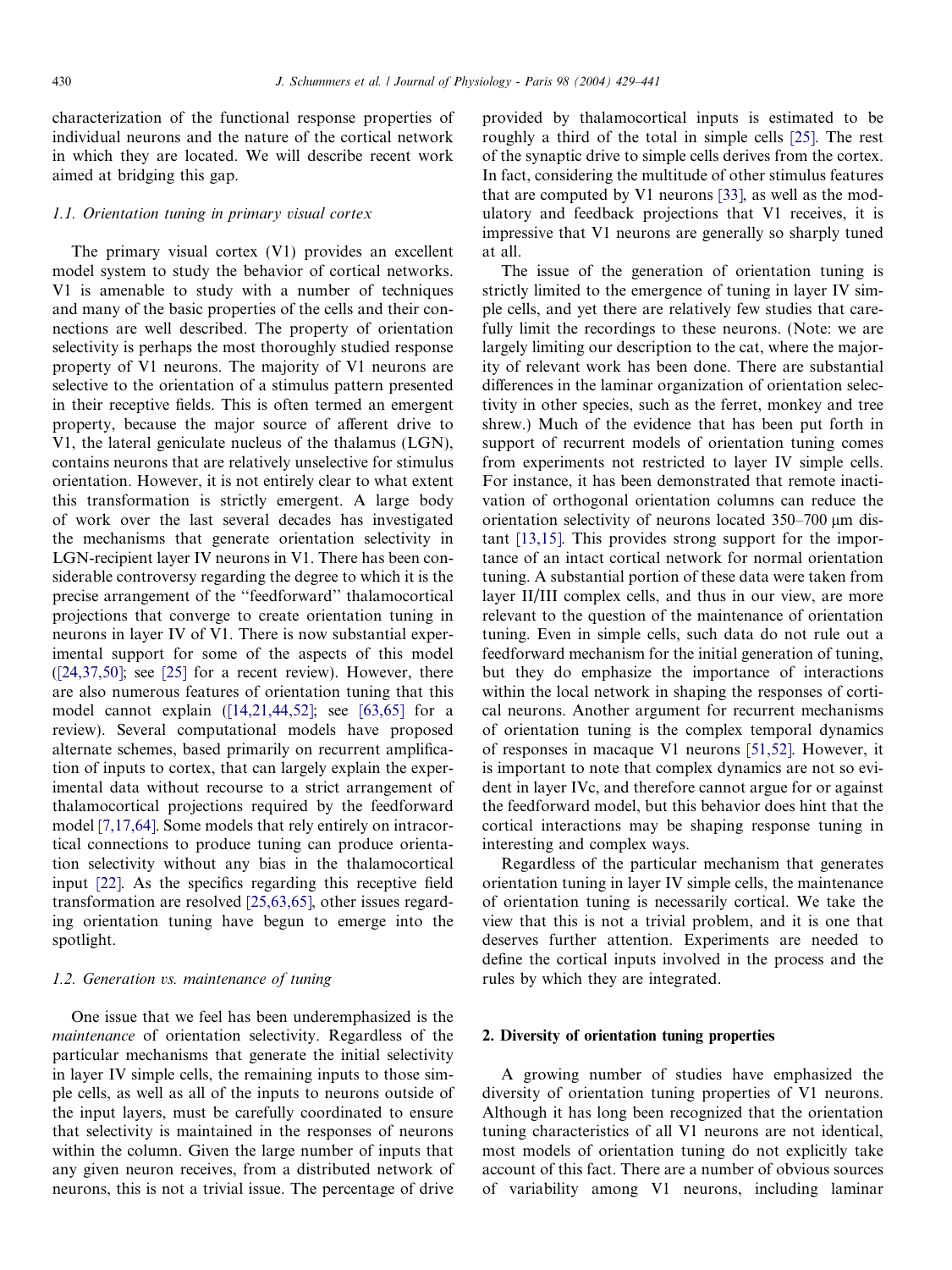characterization of the functional response properties of individual neurons and the nature of the cortical network in which they are located. We will describe recent work aimed at bridging this gap.

### 1.1. Orientation tuning in primary visual cortex

The primary visual cortex (V1) provides an excellent model system to study the behavior of cortical networks. V1 is amenable to study with a number of techniques and many of the basic properties of the cells and their connections are well described. The property of orientation selectivity is perhaps the most thoroughly studied response property of V1 neurons. The majority of V1 neurons are selective to the orientation of a stimulus pattern presented in their receptive fields. This is often termed an emergent property, because the major source of afferent drive to V1, the lateral geniculate nucleus of the thalamus (LGN), contains neurons that are relatively unselective for stimulus orientation. However, it is not entirely clear to what extent this transformation is strictly emergent. A large body of work over the last several decades has investigated the mechanisms that generate orientation selectivity in LGN-recipient layer IV neurons in V1. There has been considerable controversy regarding the degree to which it is the precise arrangement of the ''feedforward'' thalamocortical projections that converge to create orientation tuning in neurons in layer IV of V1. There is now substantial experimental support for some of the aspects of this model ([24,37,50]; see [25] for a recent review). However, there are also numerous features of orientation tuning that this model cannot explain ([14,21,44,52]; see [63,65] for a review). Several computational models have proposed alternate schemes, based primarily on recurrent amplification of inputs to cortex, that can largely explain the experimental data without recourse to a strict arrangement of thalamocortical projections required by the feedforward model [7,17,64]. Some models that rely entirely on intracortical connections to produce tuning can produce orientation selectivity without any bias in the thalamocortical input [22]. As the specifics regarding this receptive field transformation are resolved [25,63,65], other issues regarding orientation tuning have begun to emerge into the spotlight.

### 1.2. Generation vs. maintenance of tuning

One issue that we feel has been underemphasized is the *maintenance* of orientation selectivity. Regardless of the particular mechanisms that generate the initial selectivity in layer IV simple cells, the remaining inputs to those simple cells, as well as all of the inputs to neurons outside of the input layers, must be carefully coordinated to ensure that selectivity is maintained in the responses of neurons within the column. Given the large number of inputs that any given neuron receives, from a distributed network of neurons, this is not a trivial issue. The percentage of drive provided by thalamocortical inputs is estimated to be roughly a third of the total in simple cells [25]. The rest of the synaptic drive to simple cells derives from the cortex. In fact, considering the multitude of other stimulus features that are computed by V1 neurons [33], as well as the modulatory and feedback projections that V1 receives, it is impressive that V1 neurons are generally so sharply tuned at all.

The issue of the generation of orientation tuning is strictly limited to the emergence of tuning in layer IV simple cells, and yet there are relatively few studies that carefully limit the recordings to these neurons. (Note: we are largely limiting our description to the cat, where the majority of relevant work has been done. There are substantial differences in the laminar organization of orientation selectivity in other species, such as the ferret, monkey and tree shrew.) Much of the evidence that has been put forth in support of recurrent models of orientation tuning comes from experiments not restricted to layer IV simple cells. For instance, it has been demonstrated that remote inactivation of orthogonal orientation columns can reduce the orientation selectivity of neurons located 350–700 μm distant [13,15]. This provides strong support for the importance of an intact cortical network for normal orientation tuning. A substantial portion of these data were taken from layer II/III complex cells, and thus in our view, are more relevant to the question of the maintenance of orientation tuning. Even in simple cells, such data do not rule out a feedforward mechanism for the initial generation of tuning, but they do emphasize the importance of interactions within the local network in shaping the responses of cortical neurons. Another argument for recurrent mechanisms of orientation tuning is the complex temporal dynamics of responses in macaque V1 neurons [51,52]. However, it is important to note that complex dynamics are not so evident in layer IVc, and therefore cannot argue for or against the feedforward model, but this behavior does hint that the cortical interactions may be shaping response tuning in interesting and complex ways.

Regardless of the particular mechanism that generates orientation tuning in layer IV simple cells, the maintenance of orientation tuning is necessarily cortical. We take the view that this is not a trivial problem, and it is one that deserves further attention. Experiments are needed to define the cortical inputs involved in the process and the rules by which they are integrated.

## 2. Diversity of orientation tuning properties

A growing number of studies have emphasized the diversity of orientation tuning properties of V1 neurons. Although it has long been recognized that the orientation tuning characteristics of all V1 neurons are not identical, most models of orientation tuning do not explicitly take account of this fact. There are a number of obvious sources of variability among V1 neurons, including laminar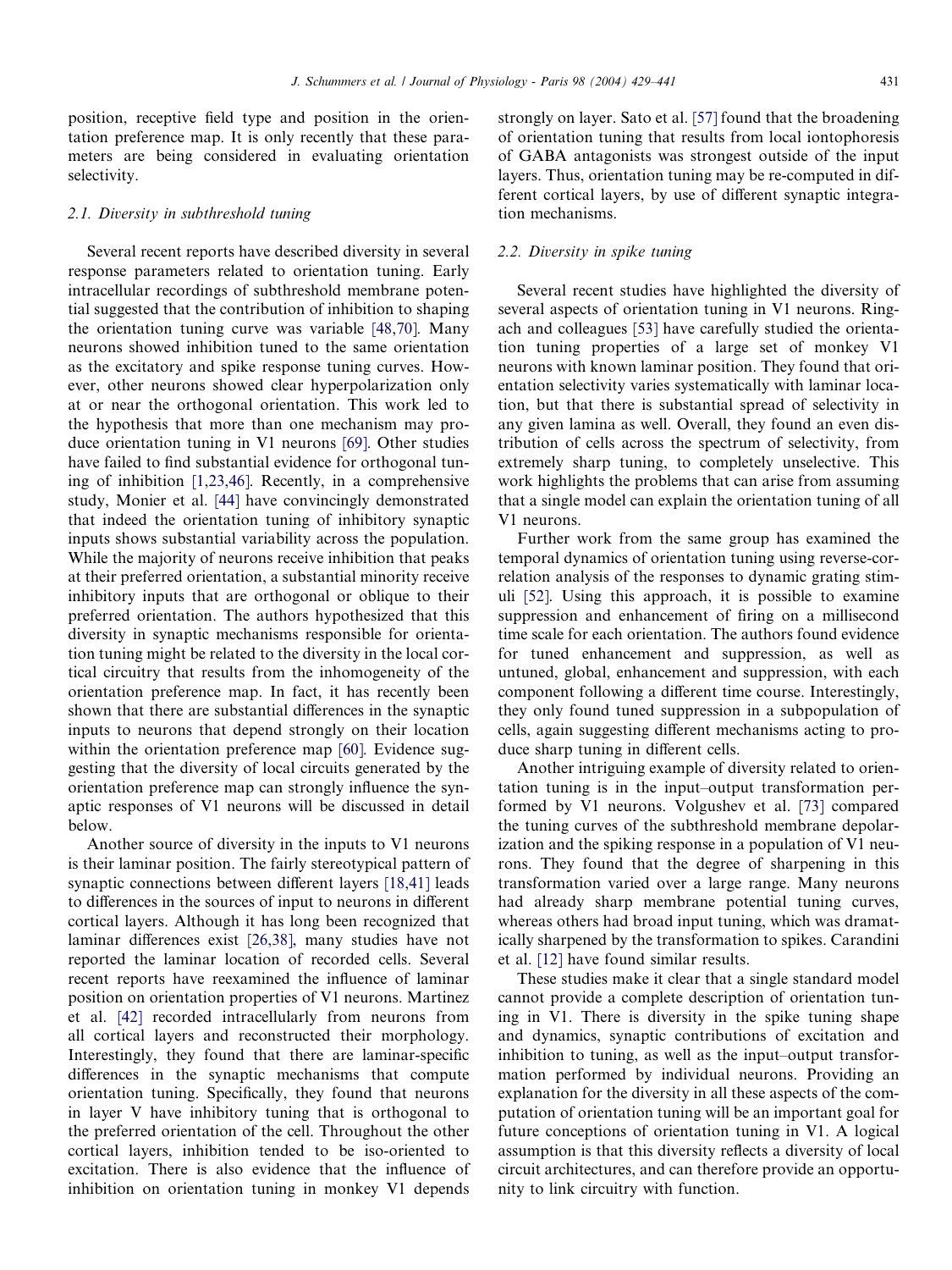position, receptive field type and position in the orientation preference map. It is only recently that these parameters are being considered in evaluating orientation selectivity.

### 2.1. Diversity in subthreshold tuning

Several recent reports have described diversity in several response parameters related to orientation tuning. Early intracellular recordings of subthreshold membrane potential suggested that the contribution of inhibition to shaping the orientation tuning curve was variable [48,70]. Many neurons showed inhibition tuned to the same orientation as the excitatory and spike response tuning curves. However, other neurons showed clear hyperpolarization only at or near the orthogonal orientation. This work led to the hypothesis that more than one mechanism may produce orientation tuning in V1 neurons [69]. Other studies have failed to find substantial evidence for orthogonal tuning of inhibition [1,23,46]. Recently, in a comprehensive study, Monier et al. [44] have convincingly demonstrated that indeed the orientation tuning of inhibitory synaptic inputs shows substantial variability across the population. While the majority of neurons receive inhibition that peaks at their preferred orientation, a substantial minority receive inhibitory inputs that are orthogonal or oblique to their preferred orientation. The authors hypothesized that this diversity in synaptic mechanisms responsible for orientation tuning might be related to the diversity in the local cortical circuitry that results from the inhomogeneity of the orientation preference map. In fact, it has recently been shown that there are substantial differences in the synaptic inputs to neurons that depend strongly on their location within the orientation preference map [60]. Evidence suggesting that the diversity of local circuits generated by the orientation preference map can strongly influence the synaptic responses of V1 neurons will be discussed in detail below.

Another source of diversity in the inputs to V1 neurons is their laminar position. The fairly stereotypical pattern of synaptic connections between different layers [18,41] leads to differences in the sources of input to neurons in different cortical layers. Although it has long been recognized that laminar differences exist [26,38], many studies have not reported the laminar location of recorded cells. Several recent reports have reexamined the influence of laminar position on orientation properties of V1 neurons. Martinez et al. [42] recorded intracellularly from neurons from all cortical layers and reconstructed their morphology. Interestingly, they found that there are laminar-specific differences in the synaptic mechanisms that compute orientation tuning. Specifically, they found that neurons in layer V have inhibitory tuning that is orthogonal to the preferred orientation of the cell. Throughout the other cortical layers, inhibition tended to be iso-oriented to excitation. There is also evidence that the influence of inhibition on orientation tuning in monkey V1 depends strongly on layer. Sato et al. [57] found that the broadening of orientation tuning that results from local iontophoresis of GABA antagonists was strongest outside of the input layers. Thus, orientation tuning may be re-computed in different cortical layers, by use of different synaptic integration mechanisms.

### 2.2. Diversity in spike tuning

Several recent studies have highlighted the diversity of several aspects of orientation tuning in V1 neurons. Ringach and colleagues [53] have carefully studied the orientation tuning properties of a large set of monkey V1 neurons with known laminar position. They found that orientation selectivity varies systematically with laminar location, but that there is substantial spread of selectivity in any given lamina as well. Overall, they found an even distribution of cells across the spectrum of selectivity, from extremely sharp tuning, to completely unselective. This work highlights the problems that can arise from assuming that a single model can explain the orientation tuning of all V1 neurons.

Further work from the same group has examined the temporal dynamics of orientation tuning using reverse-correlation analysis of the responses to dynamic grating stimuli [52]. Using this approach, it is possible to examine suppression and enhancement of firing on a millisecond time scale for each orientation. The authors found evidence for tuned enhancement and suppression, as well as untuned, global, enhancement and suppression, with each component following a different time course. Interestingly, they only found tuned suppression in a subpopulation of cells, again suggesting different mechanisms acting to produce sharp tuning in different cells.

Another intriguing example of diversity related to orientation tuning is in the input–output transformation performed by V1 neurons. Volgushev et al. [73] compared the tuning curves of the subthreshold membrane depolarization and the spiking response in a population of V1 neurons. They found that the degree of sharpening in this transformation varied over a large range. Many neurons had already sharp membrane potential tuning curves, whereas others had broad input tuning, which was dramatically sharpened by the transformation to spikes. Carandini et al. [12] have found similar results.

These studies make it clear that a single standard model cannot provide a complete description of orientation tuning in V1. There is diversity in the spike tuning shape and dynamics, synaptic contributions of excitation and inhibition to tuning, as well as the input–output transformation performed by individual neurons. Providing an explanation for the diversity in all these aspects of the computation of orientation tuning will be an important goal for future conceptions of orientation tuning in V1. A logical assumption is that this diversity reflects a diversity of local circuit architectures, and can therefore provide an opportunity to link circuitry with function.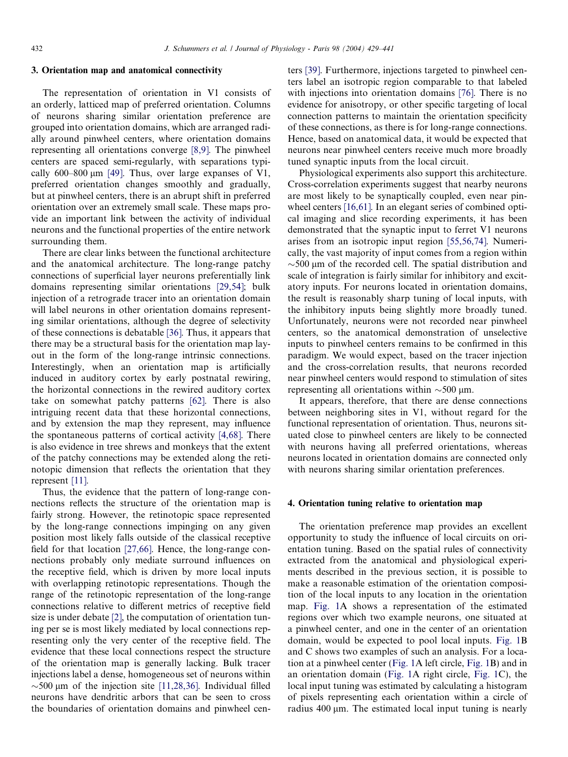## 3. Orientation map and anatomical connectivity

The representation of orientation in V1 consists of an orderly, latticed map of preferred orientation. Columns of neurons sharing similar orientation preference are grouped into orientation domains, which are arranged radially around pinwheel centers, where orientation domains representing all orientations converge [8,9]. The pinwheel centers are spaced semi-regularly, with separations typically 600–800 μm [49]. Thus, over large expanses of V1, preferred orientation changes smoothly and gradually, but at pinwheel centers, there is an abrupt shift in preferred orientation over an extremely small scale. These maps provide an important link between the activity of individual neurons and the functional properties of the entire network surrounding them.

There are clear links between the functional architecture and the anatomical architecture. The long-range patchy connections of superficial layer neurons preferentially link domains representing similar orientations [29,54]; bulk injection of a retrograde tracer into an orientation domain will label neurons in other orientation domains representing similar orientations, although the degree of selectivity of these connections is debatable [36]. Thus, it appears that there may be a structural basis for the orientation map layout in the form of the long-range intrinsic connections. Interestingly, when an orientation map is artificially induced in auditory cortex by early postnatal rewiring, the horizontal connections in the rewired auditory cortex take on somewhat patchy patterns [62]. There is also intriguing recent data that these horizontal connections, and by extension the map they represent, may influence the spontaneous patterns of cortical activity [4,68]. There is also evidence in tree shrews and monkeys that the extent of the patchy connections may be extended along the retinotopic dimension that reflects the orientation that they represent [11].

Thus, the evidence that the pattern of long-range connections reflects the structure of the orientation map is fairly strong. However, the retinotopic space represented by the long-range connections impinging on any given position most likely falls outside of the classical receptive field for that location [27,66]. Hence, the long-range connections probably only mediate surround influences on the receptive field, which is driven by more local inputs with overlapping retinotopic representations. Though the range of the retinotopic representation of the long-range connections relative to different metrics of receptive field size is under debate [2], the computation of orientation tuning per se is most likely mediated by local connections representing only the very center of the receptive field. The evidence that these local connections respect the structure of the orientation map is generally lacking. Bulk tracer injections label a dense, homogeneous set of neurons within ~500 μm of the injection site [11,28,36]. Individual filled neurons have dendritic arbors that can be seen to cross the boundaries of orientation domains and pinwheel centers [39]. Furthermore, injections targeted to pinwheel centers label an isotropic region comparable to that labeled with injections into orientation domains [76]. There is no evidence for anisotropy, or other specific targeting of local connection patterns to maintain the orientation specificity of these connections, as there is for long-range connections. Hence, based on anatomical data, it would be expected that neurons near pinwheel centers receive much more broadly tuned synaptic inputs from the local circuit.

Physiological experiments also support this architecture. Cross-correlation experiments suggest that nearby neurons are most likely to be synaptically coupled, even near pinwheel centers [16,61]. In an elegant series of combined optical imaging and slice recording experiments, it has been demonstrated that the synaptic input to ferret V1 neurons arises from an isotropic input region [55,56,74]. Numerically, the vast majority of input comes from a region within ~500 μm of the recorded cell. The spatial distribution and scale of integration is fairly similar for inhibitory and excitatory inputs. For neurons located in orientation domains, the result is reasonably sharp tuning of local inputs, with the inhibitory inputs being slightly more broadly tuned. Unfortunately, neurons were not recorded near pinwheel centers, so the anatomical demonstration of unselective inputs to pinwheel centers remains to be confirmed in this paradigm. We would expect, based on the tracer injection and the cross-correlation results, that neurons recorded near pinwheel centers would respond to stimulation of sites representing all orientations within ~500 μm.

It appears, therefore, that there are dense connections between neighboring sites in V1, without regard for the functional representation of orientation. Thus, neurons situated close to pinwheel centers are likely to be connected with neurons having all preferred orientations, whereas neurons located in orientation domains are connected only with neurons sharing similar orientation preferences.

## 4. Orientation tuning relative to orientation map

The orientation preference map provides an excellent opportunity to study the influence of local circuits on orientation tuning. Based on the spatial rules of connectivity extracted from the anatomical and physiological experiments described in the previous section, it is possible to make a reasonable estimation of the orientation composition of the local inputs to any location in the orientation map. Fig. 1A shows a representation of the estimated regions over which two example neurons, one situated at a pinwheel center, and one in the center of an orientation domain, would be expected to pool local inputs. Fig. 1B and C shows two examples of such an analysis. For a location at a pinwheel center (Fig. 1A left circle, Fig. 1B) and in an orientation domain (Fig. 1A right circle, Fig. 1C), the local input tuning was estimated by calculating a histogram of pixels representing each orientation within a circle of radius 400 μm. The estimated local input tuning is nearly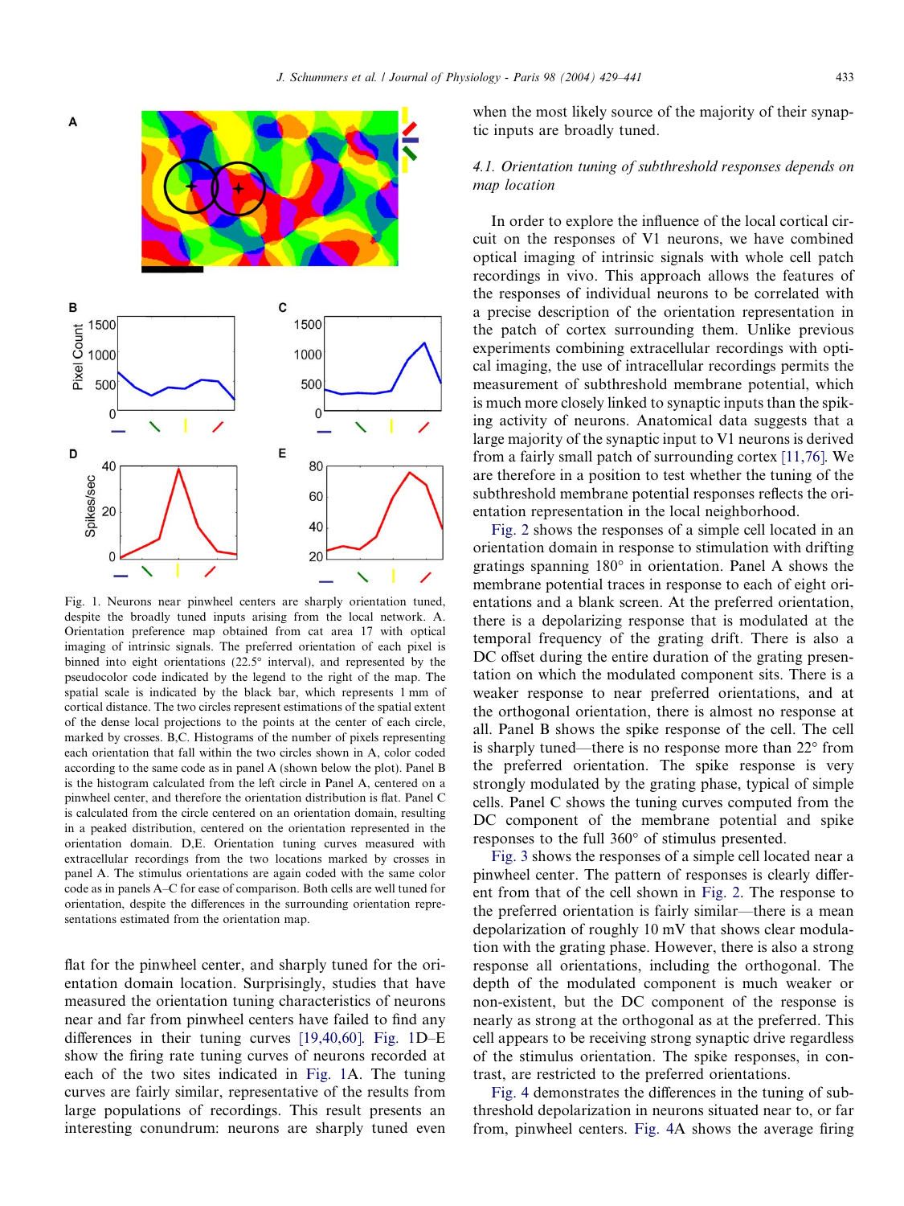Fig. 1. Neurons near pinwheel centers are sharply orientation tuned, despite the broadly tuned inputs arising from the local network. A. Orientation preference map obtained from cat area 17 with optical imaging of intrinsic signals. The preferred orientation of each pixel is binned into eight orientations (22.5° interval), and represented by the pseudocolor code indicated by the legend to the right of the map. The spatial scale is indicated by the black bar, which represents 1 mm of cortical distance. The two circles represent estimations of the spatial extent of the dense local projections to the points at the center of each circle, marked by crosses. B,C. Histograms of the number of pixels representing each orientation that fall within the two circles shown in A, color coded according to the same code as in panel A (shown below the plot). Panel B is the histogram calculated from the left circle in Panel A, centered on a pinwheel center, and therefore the orientation distribution is flat. Panel C is calculated from the circle centered on an orientation domain, resulting in a peaked distribution, centered on the orientation represented in the orientation domain. D,E. Orientation tuning curves measured with extracellular recordings from the two locations marked by crosses in panel A. The stimulus orientations are again coded with the same color code as in panels A–C for ease of comparison. Both cells are well tuned for orientation, despite the differences in the surrounding orientation representations estimated from the orientation map.

flat for the pinwheel center, and sharply tuned for the orientation domain location. Surprisingly, studies that have measured the orientation tuning characteristics of neurons near and far from pinwheel centers have failed to find any differences in their tuning curves [19,40,60]. Fig. 1D–E show the firing rate tuning curves of neurons recorded at each of the two sites indicated in Fig. 1A. The tuning curves are fairly similar, representative of the results from large populations of recordings. This result presents an interesting conundrum: neurons are sharply tuned even when the most likely source of the majority of their synaptic inputs are broadly tuned.

### *4.1. Orientation tuning of subthreshold responses depends on map location*

In order to explore the influence of the local cortical circuit on the responses of V1 neurons, we have combined optical imaging of intrinsic signals with whole cell patch recordings in vivo. This approach allows the features of the responses of individual neurons to be correlated with a precise description of the orientation representation in the patch of cortex surrounding them. Unlike previous experiments combining extracellular recordings with optical imaging, the use of intracellular recordings permits the measurement of subthreshold membrane potential, which is much more closely linked to synaptic inputs than the spiking activity of neurons. Anatomical data suggests that a large majority of the synaptic input to V1 neurons is derived from a fairly small patch of cortex [11,76]. We are therefore in a position to test whether the tuning of the subthreshold membrane potential responses reflects the orientation representation in the local neighborhood.

Fig. 2 shows the responses of a simple cell located in an orientation domain in response to stimulation with drifting gratings spanning 180° in orientation. Panel A shows the membrane potential traces in response to each of eight orientations and a blank screen. At the preferred orientation, there is a depolarizing response that is modulated at the temporal frequency of the grating drift. There is also a DC offset during the entire duration of the grating presentation on which the modulated component sits. There is a weaker response to near preferred orientations, and at the orthogonal orientation, there is almost no response at all. Panel B shows the spike response of the cell. The cell is sharply tuned—there is no response more than 22° from the preferred orientation. The spike response is very strongly modulated by the grating phase, typical of simple cells. Panel C shows the tuning curves computed from the DC component of the membrane potential and spike responses to the full 360° of stimulus presented.

Fig. 3 shows the responses of a simple cell located near a pinwheel center. The pattern of responses is clearly different from that of the cell shown in Fig. 2. The response to the preferred orientation is fairly similar—there is a mean depolarization of roughly 10 mV that shows clear modulation with the grating phase. However, there is also a strong response all orientations, including the orthogonal. The depth of the modulated component is much weaker or non-existent, but the DC component of the response is nearly as strong at the orthogonal as at the preferred. This cell appears to be receiving strong synaptic drive regardless of the stimulus orientation. The spike responses, in contrast, are restricted to the preferred orientations.

Fig. 4 demonstrates the differences in the tuning of subthreshold depolarization in neurons situated near to, or far from, pinwheel centers. Fig. 4A shows the average firing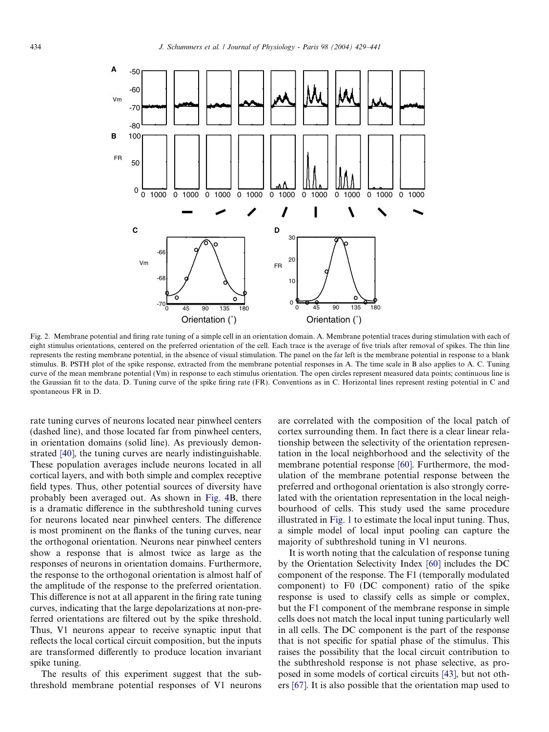A

-50

-60

Vm

-70

-80

B

100

FR

50

0

0 1000 0 1000 0 1000 0 1000 0 1000 0 1000 0 1000 0 1000 0 1000

C

-66

Vm

-68

-70

0 45 90 135 180

Orientation (˚)

D

30

20

FR

10

0

0 45 90 135 180

Orientation (˚)

Fig. 2. Membrane potential and firing rate tuning of a simple cell in an orientation domain. A. Membrane potential traces during stimulation with each of eight stimulus orientations, centered on the preferred orientation of the cell. Each trace is the average of five trials after removal of spikes. The thin line represents the resting membrane potential, in the absence of visual stimulation. The panel on the far left is the membrane potential in response to a blank stimulus. B. PSTH plot of the spike response, extracted from the membrane potential responses in A. The time scale in B also applies to A. C. Tuning curve of the mean membrane potential (Vm) in response to each stimulus orientation. The open circles represent measured data points; continuous line is the Gaussian fit to the data. D. Tuning curve of the spike firing rate (FR). Conventions as in C. Horizontal lines represent resting potential in C and spontaneous FR in D.

rate tuning curves of neurons located near pinwheel centers (dashed line), and those located far from pinwheel centers, in orientation domains (solid line). As previously demonstrated [40], the tuning curves are nearly indistinguishable. These population averages include neurons located in all cortical layers, and with both simple and complex receptive field types. Thus, other potential sources of diversity have probably been averaged out. As shown in Fig. 4B, there is a dramatic difference in the subthreshold tuning curves for neurons located near pinwheel centers. The difference is most prominent on the flanks of the tuning curves, near the orthogonal orientation. Neurons near pinwheel centers show a response that is almost twice as large as the responses of neurons in orientation domains. Furthermore, the response to the orthogonal orientation is almost half of the amplitude of the response to the preferred orientation. This difference is not at all apparent in the firing rate tuning curves, indicating that the large depolarizations at non-preferred orientations are filtered out by the spike threshold. Thus, V1 neurons appear to receive synaptic input that reflects the local cortical circuit composition, but the inputs are transformed differently to produce location invariant spike tuning.

The results of this experiment suggest that the subthreshold membrane potential responses of V1 neurons are correlated with the composition of the local patch of cortex surrounding them. In fact there is a clear linear relationship between the selectivity of the orientation representation in the local neighborhood and the selectivity of the membrane potential response [60]. Furthermore, the modulation of the membrane potential response between the preferred and orthogonal orientation is also strongly correlated with the orientation representation in the local neighbourhood of cells. This study used the same procedure illustrated in Fig. 1 to estimate the local input tuning. Thus, a simple model of local input pooling can capture the majority of subthreshold tuning in V1 neurons.

It is worth noting that the calculation of response tuning by the Orientation Selectivity Index [60] includes the DC component of the response. The F1 (temporally modulated component) to F0 (DC component) ratio of the spike response is used to classify cells as simple or complex, but the F1 component of the membrane response in simple cells does not match the local input tuning particularly well in all cells. The DC component is the part of the response that is not specific for spatial phase of the stimulus. This raises the possibility that the local circuit contribution to the subthreshold response is not phase selective, as proposed in some models of cortical circuits [43], but not others [67]. It is also possible that the orientation map used to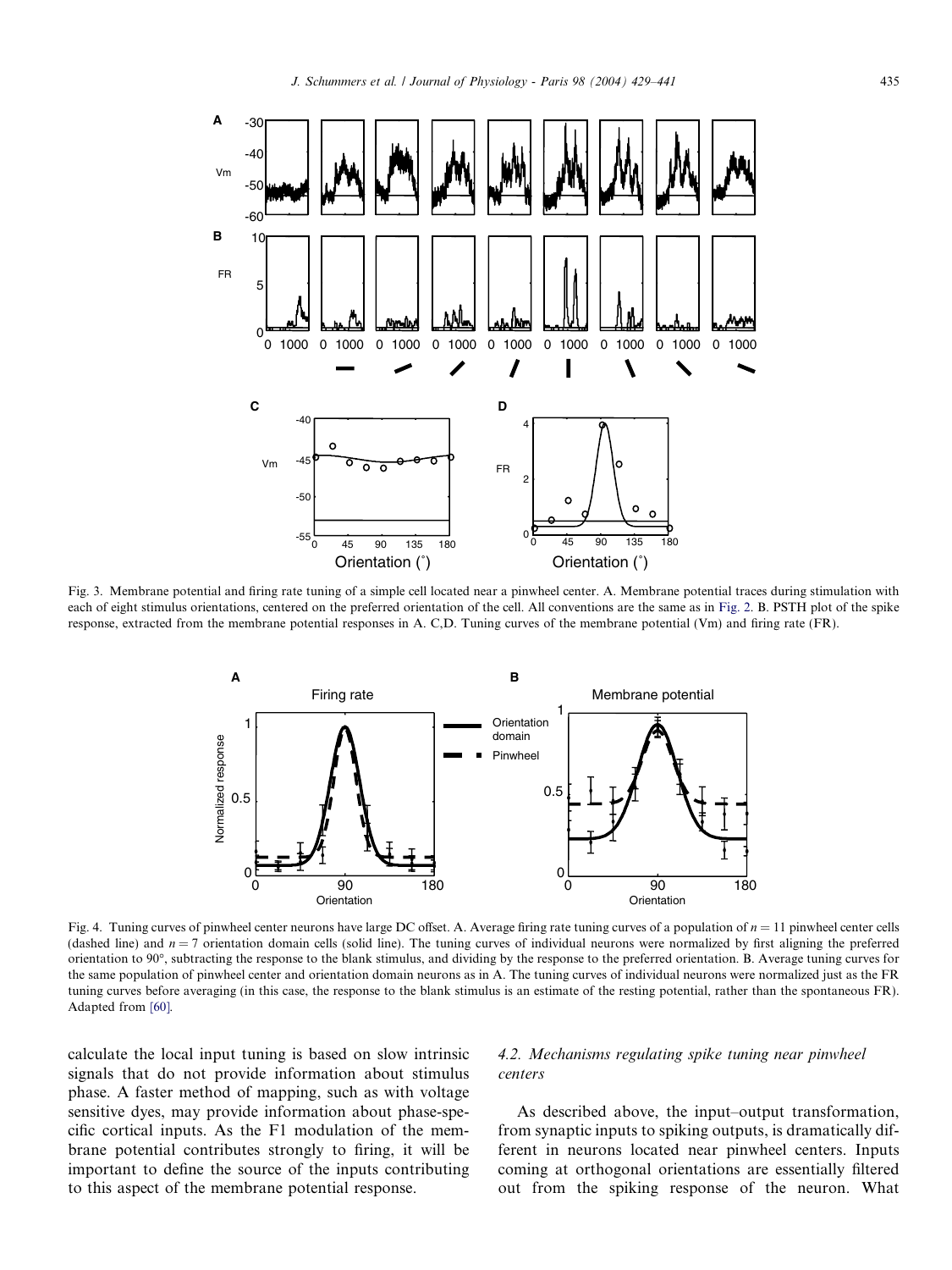Fig. 3. Membrane potential and firing rate tuning of a simple cell located near a pinwheel center. A. Membrane potential traces during stimulation with each of eight stimulus orientations, centered on the preferred orientation of the cell. All conventions are the same as in Fig. 2. B. PSTH plot of the spike response, extracted from the membrane potential responses in A. C,D. Tuning curves of the membrane potential (Vm) and firing rate (FR).

Fig. 4. Tuning curves of pinwheel center neurons have large DC offset. A. Average firing rate tuning curves of a population of $n = 11$ pinwheel center cells (dashed line) and $n = 7$ orientation domain cells (solid line). The tuning curves of individual neurons were normalized by first aligning the preferred orientation to 90°, subtracting the response to the blank stimulus, and dividing by the response to the preferred orientation. B. Average tuning curves for the same population of pinwheel center and orientation domain neurons as in A. The tuning curves of individual neurons were normalized just as the FR tuning curves before averaging (in this case, the response to the blank stimulus is an estimate of the resting potential, rather than the spontaneous FR). Adapted from [60].

calculate the local input tuning is based on slow intrinsic signals that do not provide information about stimulus phase. A faster method of mapping, such as with voltage sensitive dyes, may provide information about phase-specific cortical inputs. As the F1 modulation of the membrane potential contributes strongly to firing, it will be important to define the source of the inputs contributing to this aspect of the membrane potential response.

### 4.2. Mechanisms regulating spike tuning near pinwheel centers

As described above, the input–output transformation, from synaptic inputs to spiking outputs, is dramatically different in neurons located near pinwheel centers. Inputs coming at orthogonal orientations are essentially filtered out from the spiking response of the neuron. What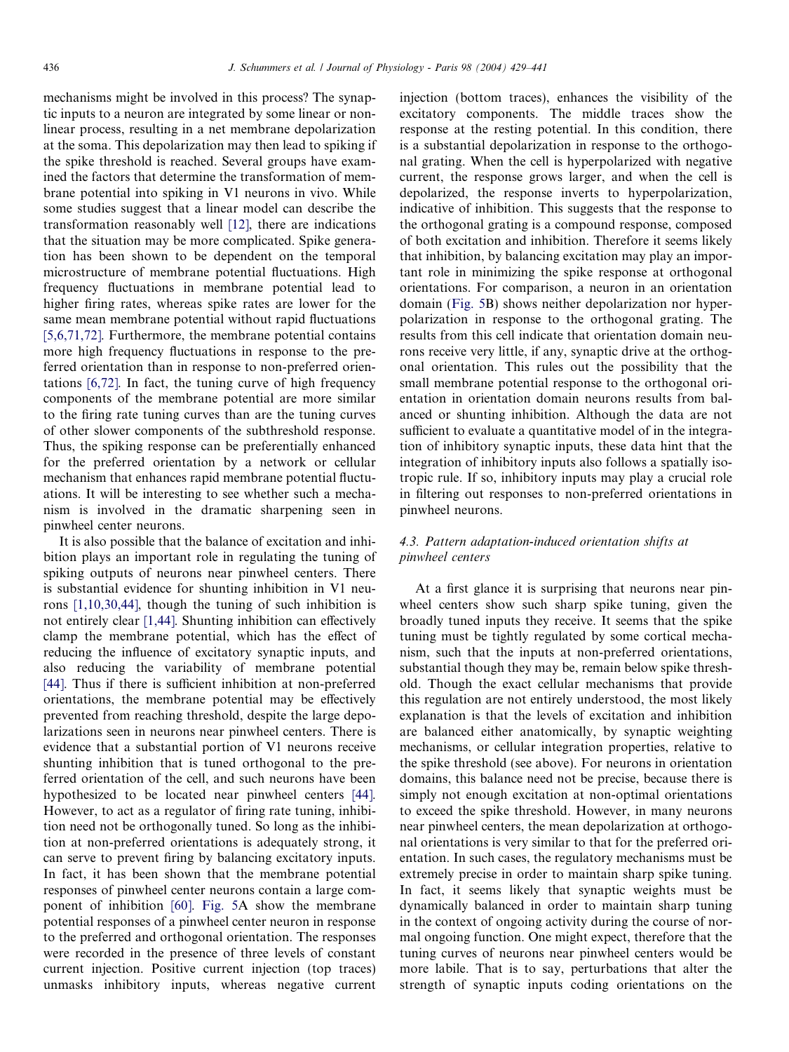mechanisms might be involved in this process? The synaptic inputs to a neuron are integrated by some linear or nonlinear process, resulting in a net membrane depolarization at the soma. This depolarization may then lead to spiking if the spike threshold is reached. Several groups have examined the factors that determine the transformation of membrane potential into spiking in V1 neurons in vivo. While some studies suggest that a linear model can describe the transformation reasonably well [12], there are indications that the situation may be more complicated. Spike generation has been shown to be dependent on the temporal microstructure of membrane potential fluctuations. High frequency fluctuations in membrane potential lead to higher firing rates, whereas spike rates are lower for the same mean membrane potential without rapid fluctuations [5,6,71,72]. Furthermore, the membrane potential contains more high frequency fluctuations in response to the preferred orientation than in response to non-preferred orientations [6,72]. In fact, the tuning curve of high frequency components of the membrane potential are more similar to the firing rate tuning curves than are the tuning curves of other slower components of the subthreshold response. Thus, the spiking response can be preferentially enhanced for the preferred orientation by a network or cellular mechanism that enhances rapid membrane potential fluctuations. It will be interesting to see whether such a mechanism is involved in the dramatic sharpening seen in pinwheel center neurons.

It is also possible that the balance of excitation and inhibition plays an important role in regulating the tuning of spiking outputs of neurons near pinwheel centers. There is substantial evidence for shunting inhibition in V1 neurons [1,10,30,44], though the tuning of such inhibition is not entirely clear [1,44]. Shunting inhibition can effectively clamp the membrane potential, which has the effect of reducing the influence of excitatory synaptic inputs, and also reducing the variability of membrane potential [44]. Thus if there is sufficient inhibition at non-preferred orientations, the membrane potential may be effectively prevented from reaching threshold, despite the large depolarizations seen in neurons near pinwheel centers. There is evidence that a substantial portion of V1 neurons receive shunting inhibition that is tuned orthogonal to the preferred orientation of the cell, and such neurons have been hypothesized to be located near pinwheel centers [44]. However, to act as a regulator of firing rate tuning, inhibition need not be orthogonally tuned. So long as the inhibition at non-preferred orientations is adequately strong, it can serve to prevent firing by balancing excitatory inputs. In fact, it has been shown that the membrane potential responses of pinwheel center neurons contain a large component of inhibition [60]. Fig. 5A show the membrane potential responses of a pinwheel center neuron in response to the preferred and orthogonal orientation. The responses were recorded in the presence of three levels of constant current injection. Positive current injection (top traces) unmasks inhibitory inputs, whereas negative current injection (bottom traces), enhances the visibility of the excitatory components. The middle traces show the response at the resting potential. In this condition, there is a substantial depolarization in response to the orthogonal grating. When the cell is hyperpolarized with negative current, the response grows larger, and when the cell is depolarized, the response inverts to hyperpolarization, indicative of inhibition. This suggests that the response to the orthogonal grating is a compound response, composed of both excitation and inhibition. Therefore it seems likely that inhibition, by balancing excitation may play an important role in minimizing the spike response at orthogonal orientations. For comparison, a neuron in an orientation domain (Fig. 5B) shows neither depolarization nor hyperpolarization in response to the orthogonal grating. The results from this cell indicate that orientation domain neurons receive very little, if any, synaptic drive at the orthogonal orientation. This rules out the possibility that the small membrane potential response to the orthogonal orientation in orientation domain neurons results from balanced or shunting inhibition. Although the data are not sufficient to evaluate a quantitative model of in the integration of inhibitory synaptic inputs, these data hint that the integration of inhibitory inputs also follows a spatially isotropic rule. If so, inhibitory inputs may play a crucial role in filtering out responses to non-preferred orientations in pinwheel neurons.

### 4.3. Pattern adaptation-induced orientation shifts at pinwheel centers

At a first glance it is surprising that neurons near pinwheel centers show such sharp spike tuning, given the broadly tuned inputs they receive. It seems that the spike tuning must be tightly regulated by some cortical mechanism, such that the inputs at non-preferred orientations, substantial though they may be, remain below spike threshold. Though the exact cellular mechanisms that provide this regulation are not entirely understood, the most likely explanation is that the levels of excitation and inhibition are balanced either anatomically, by synaptic weighting mechanisms, or cellular integration properties, relative to the spike threshold (see above). For neurons in orientation domains, this balance need not be precise, because there is simply not enough excitation at non-optimal orientations to exceed the spike threshold. However, in many neurons near pinwheel centers, the mean depolarization at orthogonal orientations is very similar to that for the preferred orientation. In such cases, the regulatory mechanisms must be extremely precise in order to maintain sharp spike tuning. In fact, it seems likely that synaptic weights must be dynamically balanced in order to maintain sharp tuning in the context of ongoing activity during the course of normal ongoing function. One might expect, therefore that the tuning curves of neurons near pinwheel centers would be more labile. That is to say, perturbations that alter the strength of synaptic inputs coding orientations on the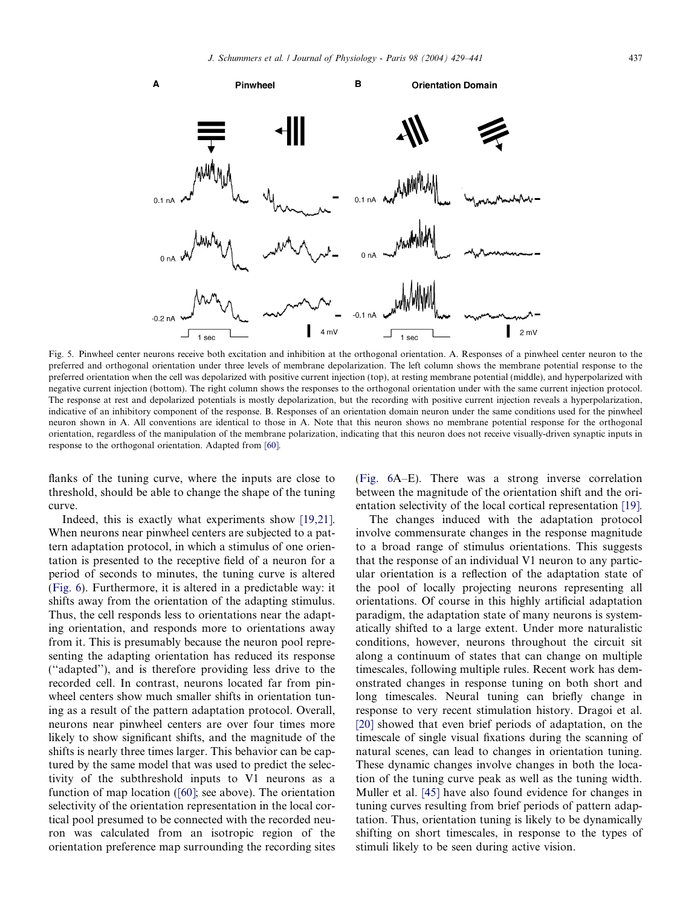Fig. 5. Pinwheel center neurons receive both excitation and inhibition at the orthogonal orientation. A. Responses of a pinwheel center neuron to the preferred and orthogonal orientation under three levels of membrane depolarization. The left column shows the membrane potential response to the preferred orientation when the cell was depolarized with positive current injection (top), at resting membrane potential (middle), and hyperpolarized with negative current injection (bottom). The right column shows the responses to the orthogonal orientation under with the same current injection protocol. The response at rest and depolarized potentials is mostly depolarization, but the recording with positive current injection reveals a hyperpolarization, indicative of an inhibitory component of the response. B. Responses of an orientation domain neuron under the same conditions used for the pinwheel neuron shown in A. All conventions are identical to those in A. Note that this neuron shows no membrane potential response for the orthogonal orientation, regardless of the manipulation of the membrane polarization, indicating that this neuron does not receive visually-driven synaptic inputs in response to the orthogonal orientation. Adapted from [60].

flanks of the tuning curve, where the inputs are close to threshold, should be able to change the shape of the tuning curve.

Indeed, this is exactly what experiments show [19,21]. When neurons near pinwheel centers are subjected to a pattern adaptation protocol, in which a stimulus of one orientation is presented to the receptive field of a neuron for a period of seconds to minutes, the tuning curve is altered (Fig. 6). Furthermore, it is altered in a predictable way: it shifts away from the orientation of the adapting stimulus. Thus, the cell responds less to orientations near the adapting orientation, and responds more to orientations away from it. This is presumably because the neuron pool representing the adapting orientation has reduced its response (''adapted''), and is therefore providing less drive to the recorded cell. In contrast, neurons located far from pinwheel centers show much smaller shifts in orientation tuning as a result of the pattern adaptation protocol. Overall, neurons near pinwheel centers are over four times more likely to show significant shifts, and the magnitude of the shifts is nearly three times larger. This behavior can be captured by the same model that was used to predict the selectivity of the subthreshold inputs to V1 neurons as a function of map location ([60]; see above). The orientation selectivity of the orientation representation in the local cortical pool presumed to be connected with the recorded neuron was calculated from an isotropic region of the orientation preference map surrounding the recording sites (Fig. 6A–E). There was a strong inverse correlation between the magnitude of the orientation shift and the orientation selectivity of the local cortical representation [19].

The changes induced with the adaptation protocol involve commensurate changes in the response magnitude to a broad range of stimulus orientations. This suggests that the response of an individual V1 neuron to any particular orientation is a reflection of the adaptation state of the pool of locally projecting neurons representing all orientations. Of course in this highly artificial adaptation paradigm, the adaptation state of many neurons is systematically shifted to a large extent. Under more naturalistic conditions, however, neurons throughout the circuit sit along a continuum of states that can change on multiple timescales, following multiple rules. Recent work has demonstrated changes in response tuning on both short and long timescales. Neural tuning can briefly change in response to very recent stimulation history. Dragoi et al. [20] showed that even brief periods of adaptation, on the timescale of single visual fixations during the scanning of natural scenes, can lead to changes in orientation tuning. These dynamic changes involve changes in both the location of the tuning curve peak as well as the tuning width. Muller et al. [45] have also found evidence for changes in tuning curves resulting from brief periods of pattern adaptation. Thus, orientation tuning is likely to be dynamically shifting on short timescales, in response to the types of stimuli likely to be seen during active vision.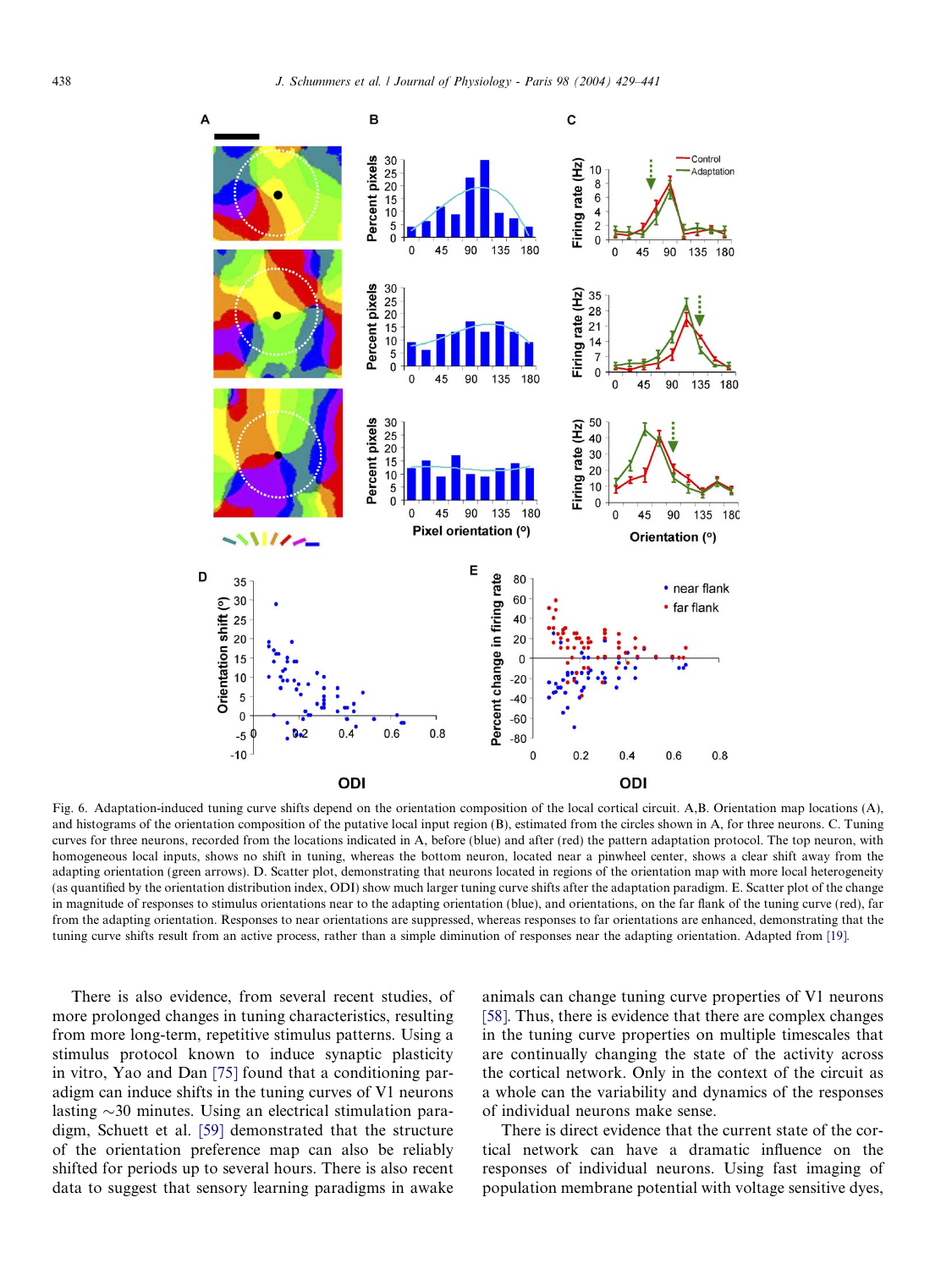A

B

Percent pixels

0 45 90 135 180

Pixel orientation (°)

C

Firing rate (Hz)

Control

Adaptation

0 45 90 135 180

Orientation (°)

D

Orientation shift (°)

ODI

E

Percent change in firing rate

near flank

far flank

ODI

Fig. 6. Adaptation-induced tuning curve shifts depend on the orientation composition of the local cortical circuit. A,B. Orientation map locations (A), and histograms of the orientation composition of the putative local input region (B), estimated from the circles shown in A, for three neurons. C. Tuning curves for three neurons, recorded from the locations indicated in A, before (blue) and after (red) the pattern adaptation protocol. The top neuron, with homogeneous local inputs, shows no shift in tuning, whereas the bottom neuron, located near a pinwheel center, shows a clear shift away from the adapting orientation (green arrows). D. Scatter plot, demonstrating that neurons located in regions of the orientation map with more local heterogeneity (as quantified by the orientation distribution index, ODI) show much larger tuning curve shifts after the adaptation paradigm. E. Scatter plot of the change in magnitude of responses to stimulus orientations near to the adapting orientation (blue), and orientations, on the far flank of the tuning curve (red), far from the adapting orientation. Responses to near orientations are suppressed, whereas responses to far orientations are enhanced, demonstrating that the tuning curve shifts result from an active process, rather than a simple diminution of responses near the adapting orientation. Adapted from [19].

There is also evidence, from several recent studies, of more prolonged changes in tuning characteristics, resulting from more long-term, repetitive stimulus patterns. Using a stimulus protocol known to induce synaptic plasticity in vitro, Yao and Dan [75] found that a conditioning paradigm can induce shifts in the tuning curves of V1 neurons lasting ~30 minutes. Using an electrical stimulation paradigm, Schuett et al. [59] demonstrated that the structure of the orientation preference map can also be reliably shifted for periods up to several hours. There is also recent data to suggest that sensory learning paradigms in awake animals can change tuning curve properties of V1 neurons [58]. Thus, there is evidence that there are complex changes in the tuning curve properties on multiple timescales that are continually changing the state of the activity across the cortical network. Only in the context of the circuit as a whole can the variability and dynamics of the responses of individual neurons make sense.

There is direct evidence that the current state of the cortical network can have a dramatic influence on the responses of individual neurons. Using fast imaging of population membrane potential with voltage sensitive dyes,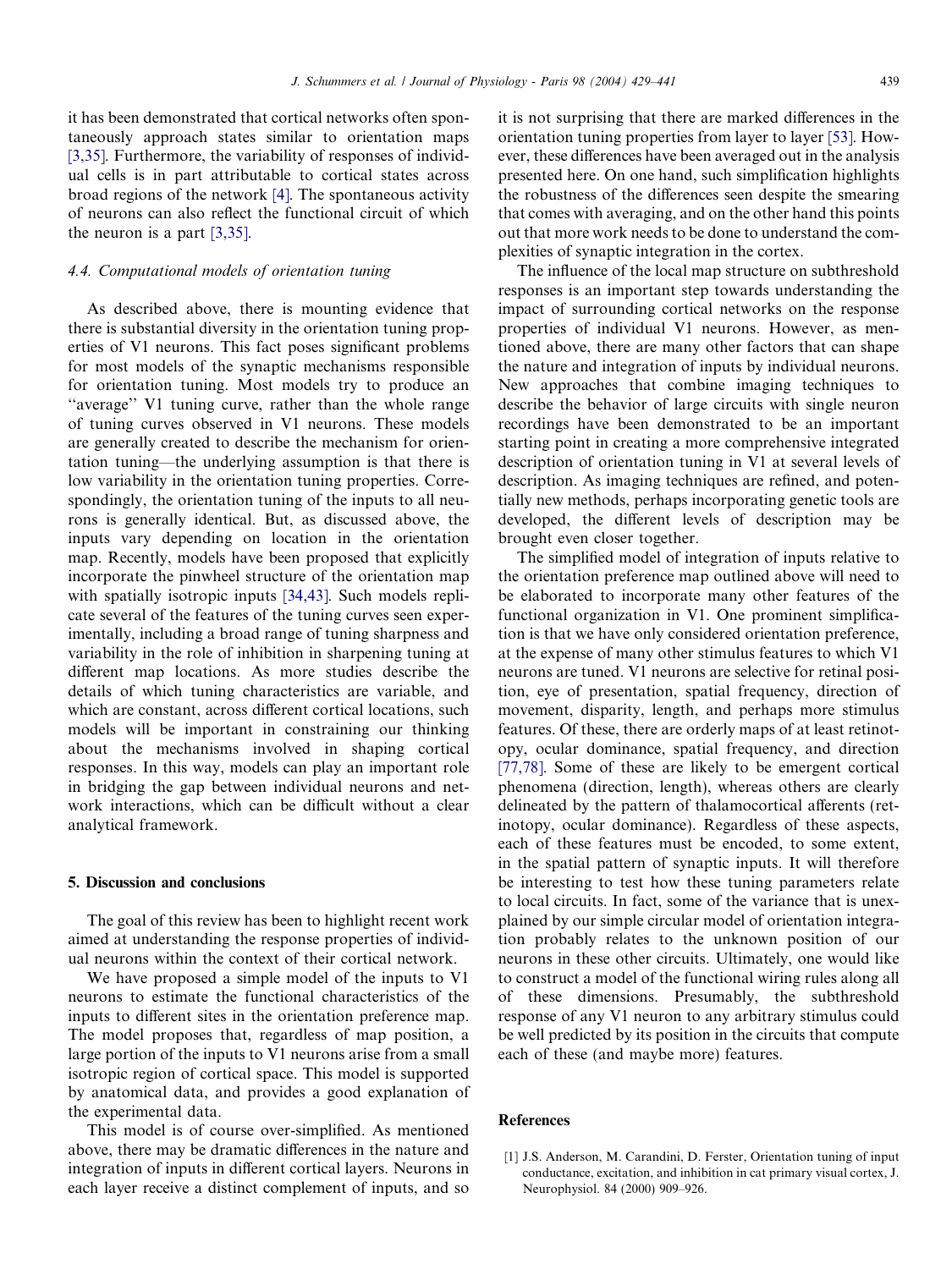it has been demonstrated that cortical networks often spontaneously approach states similar to orientation maps [3,35]. Furthermore, the variability of responses of individual cells is in part attributable to cortical states across broad regions of the network [4]. The spontaneous activity of neurons can also reflect the functional circuit of which the neuron is a part [3,35].

### 4.4. Computational models of orientation tuning

As described above, there is mounting evidence that there is substantial diversity in the orientation tuning properties of V1 neurons. This fact poses significant problems for most models of the synaptic mechanisms responsible for orientation tuning. Most models try to produce an ''average'' V1 tuning curve, rather than the whole range of tuning curves observed in V1 neurons. These models are generally created to describe the mechanism for orientation tuning—the underlying assumption is that there is low variability in the orientation tuning properties. Correspondingly, the orientation tuning of the inputs to all neurons is generally identical. But, as discussed above, the inputs vary depending on location in the orientation map. Recently, models have been proposed that explicitly incorporate the pinwheel structure of the orientation map with spatially isotropic inputs [34,43]. Such models replicate several of the features of the tuning curves seen experimentally, including a broad range of tuning sharpness and variability in the role of inhibition in sharpening tuning at different map locations. As more studies describe the details of which tuning characteristics are variable, and which are constant, across different cortical locations, such models will be important in constraining our thinking about the mechanisms involved in shaping cortical responses. In this way, models can play an important role in bridging the gap between individual neurons and network interactions, which can be difficult without a clear analytical framework.

## 5. Discussion and conclusions

The goal of this review has been to highlight recent work aimed at understanding the response properties of individual neurons within the context of their cortical network.

We have proposed a simple model of the inputs to V1 neurons to estimate the functional characteristics of the inputs to different sites in the orientation preference map. The model proposes that, regardless of map position, a large portion of the inputs to V1 neurons arise from a small isotropic region of cortical space. This model is supported by anatomical data, and provides a good explanation of the experimental data.

This model is of course over-simplified. As mentioned above, there may be dramatic differences in the nature and integration of inputs in different cortical layers. Neurons in each layer receive a distinct complement of inputs, and so it is not surprising that there are marked differences in the orientation tuning properties from layer to layer [53]. However, these differences have been averaged out in the analysis presented here. On one hand, such simplification highlights the robustness of the differences seen despite the smearing that comes with averaging, and on the other hand this points out that more work needs to be done to understand the complexities of synaptic integration in the cortex.

The influence of the local map structure on subthreshold responses is an important step towards understanding the impact of surrounding cortical networks on the response properties of individual V1 neurons. However, as mentioned above, there are many other factors that can shape the nature and integration of inputs by individual neurons. New approaches that combine imaging techniques to describe the behavior of large circuits with single neuron recordings have been demonstrated to be an important starting point in creating a more comprehensive integrated description of orientation tuning in V1 at several levels of description. As imaging techniques are refined, and potentially new methods, perhaps incorporating genetic tools are developed, the different levels of description may be brought even closer together.

The simplified model of integration of inputs relative to the orientation preference map outlined above will need to be elaborated to incorporate many other features of the functional organization in V1. One prominent simplification is that we have only considered orientation preference, at the expense of many other stimulus features to which V1 neurons are tuned. V1 neurons are selective for retinal position, eye of presentation, spatial frequency, direction of movement, disparity, length, and perhaps more stimulus features. Of these, there are orderly maps of at least retinotopy, ocular dominance, spatial frequency, and direction [77,78]. Some of these are likely to be emergent cortical phenomena (direction, length), whereas others are clearly delineated by the pattern of thalamocortical afferents (retinotopy, ocular dominance). Regardless of these aspects, each of these features must be encoded, to some extent, in the spatial pattern of synaptic inputs. It will therefore be interesting to test how these tuning parameters relate to local circuits. In fact, some of the variance that is unexplained by our simple circular model of orientation integration probably relates to the unknown position of our neurons in these other circuits. Ultimately, one would like to construct a model of the functional wiring rules along all of these dimensions. Presumably, the subthreshold response of any V1 neuron to any arbitrary stimulus could be well predicted by its position in the circuits that compute each of these (and maybe more) features.

## References

[1] J.S. Anderson, M. Carandini, D. Ferster, Orientation tuning of input conductance, excitation, and inhibition in cat primary visual cortex, J. Neurophysiol. 84 (2000) 909–926.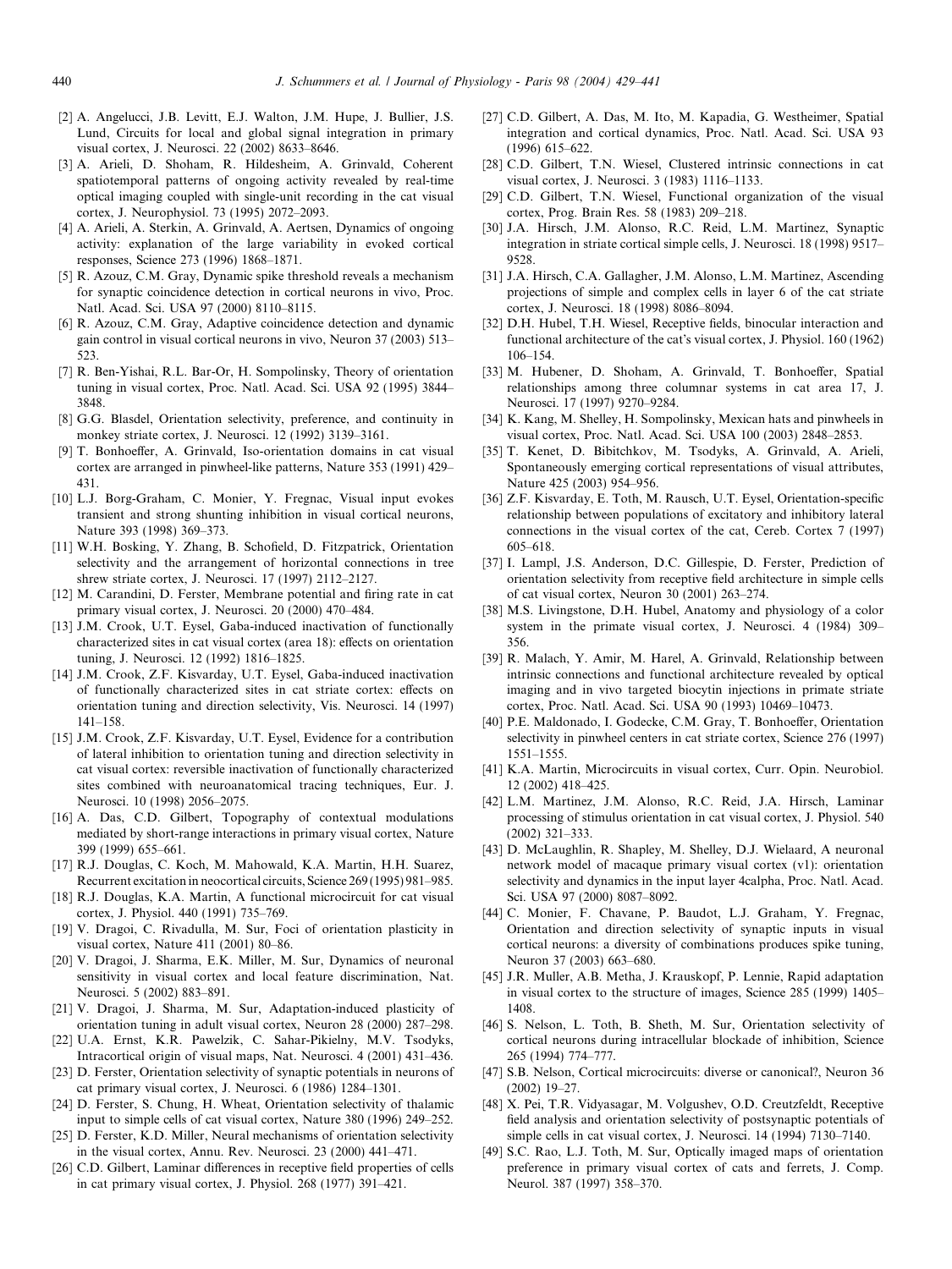[2] A. Angelucci, J.B. Levitt, E.J. Walton, J.M. Hupe, J. Bullier, J.S. Lund, Circuits for local and global signal integration in primary visual cortex, J. Neurosci. 22 (2002) 8633–8646.

[3] A. Arieli, D. Shoham, R. Hildesheim, A. Grinvald, Coherent spatiotemporal patterns of ongoing activity revealed by real-time optical imaging coupled with single-unit recording in the cat visual cortex, J. Neurophysiol. 73 (1995) 2072–2093.

[4] A. Arieli, A. Sterkin, A. Grinvald, A. Aertsen, Dynamics of ongoing activity: explanation of the large variability in evoked cortical responses, Science 273 (1996) 1868–1871.

[5] R. Azouz, C.M. Gray, Dynamic spike threshold reveals a mechanism for synaptic coincidence detection in cortical neurons in vivo, Proc. Natl. Acad. Sci. USA 97 (2000) 8110–8115.

[6] R. Azouz, C.M. Gray, Adaptive coincidence detection and dynamic gain control in visual cortical neurons in vivo, Neuron 37 (2003) 513–523.

[7] R. Ben-Yishai, R.L. Bar-Or, H. Sompolinsky, Theory of orientation tuning in visual cortex, Proc. Natl. Acad. Sci. USA 92 (1995) 3844–3848.

[8] G.G. Blasdel, Orientation selectivity, preference, and continuity in monkey striate cortex, J. Neurosci. 12 (1992) 3139–3161.

[9] T. Bonhoeffer, A. Grinvald, Iso-orientation domains in cat visual cortex are arranged in pinwheel-like patterns, Nature 353 (1991) 429–431.

[10] L.J. Borg-Graham, C. Monier, Y. Fregnac, Visual input evokes transient and strong shunting inhibition in visual cortical neurons, Nature 393 (1998) 369–373.

[11] W.H. Bosking, Y. Zhang, B. Schofield, D. Fitzpatrick, Orientation selectivity and the arrangement of horizontal connections in tree shrew striate cortex, J. Neurosci. 17 (1997) 2112–2127.

[12] M. Carandini, D. Ferster, Membrane potential and firing rate in cat primary visual cortex, J. Neurosci. 20 (2000) 470–484.

[13] J.M. Crook, U.T. Eysel, Gaba-induced inactivation of functionally characterized sites in cat visual cortex (area 18): effects on orientation tuning, J. Neurosci. 12 (1992) 1816–1825.

[14] J.M. Crook, Z.F. Kisvarday, U.T. Eysel, Gaba-induced inactivation of functionally characterized sites in cat striate cortex: effects on orientation tuning and direction selectivity, Vis. Neurosci. 14 (1997) 141–158.

[15] J.M. Crook, Z.F. Kisvarday, U.T. Eysel, Evidence for a contribution of lateral inhibition to orientation tuning and direction selectivity in cat visual cortex: reversible inactivation of functionally characterized sites combined with neuroanatomical tracing techniques, Eur. J. Neurosci. 10 (1998) 2056–2075.

[16] A. Das, C.D. Gilbert, Topography of contextual modulations mediated by short-range interactions in primary visual cortex, Nature 399 (1999) 655–661.

[17] R.J. Douglas, C. Koch, M. Mahowald, K.A. Martin, H.H. Suarez, Recurrent excitation in neocortical circuits, Science 269 (1995) 981–985.

[18] R.J. Douglas, K.A. Martin, A functional microcircuit for cat visual cortex, J. Physiol. 440 (1991) 735–769.

[19] V. Dragoi, C. Rivadulla, M. Sur, Foci of orientation plasticity in visual cortex, Nature 411 (2001) 80–86.

[20] V. Dragoi, J. Sharma, E.K. Miller, M. Sur, Dynamics of neuronal sensitivity in visual cortex and local feature discrimination, Nat. Neurosci. 5 (2002) 883–891.

[21] V. Dragoi, J. Sharma, M. Sur, Adaptation-induced plasticity of orientation tuning in adult visual cortex, Neuron 28 (2000) 287–298.

[22] U.A. Ernst, K.R. Pawelzik, C. Sahar-Pikielny, M.V. Tsodyks, Intracortical origin of visual maps, Nat. Neurosci. 4 (2001) 431–436.

[23] D. Ferster, Orientation selectivity of synaptic potentials in neurons of cat primary visual cortex, J. Neurosci. 6 (1986) 1284–1301.

[24] D. Ferster, S. Chung, H. Wheat, Orientation selectivity of thalamic input to simple cells of cat visual cortex, Nature 380 (1996) 249–252.

[25] D. Ferster, K.D. Miller, Neural mechanisms of orientation selectivity in the visual cortex, Annu. Rev. Neurosci. 23 (2000) 441–471.

[26] C.D. Gilbert, Laminar differences in receptive field properties of cells in cat primary visual cortex, J. Physiol. 268 (1977) 391–421.

[27] C.D. Gilbert, A. Das, M. Ito, M. Kapadia, G. Westheimer, Spatial integration and cortical dynamics, Proc. Natl. Acad. Sci. USA 93 (1996) 615–622.

[28] C.D. Gilbert, T.N. Wiesel, Clustered intrinsic connections in cat visual cortex, J. Neurosci. 3 (1983) 1116–1133.

[29] C.D. Gilbert, T.N. Wiesel, Functional organization of the visual cortex, Prog. Brain Res. 58 (1983) 209–218.

[30] J.A. Hirsch, J.M. Alonso, R.C. Reid, L.M. Martinez, Synaptic integration in striate cortical simple cells, J. Neurosci. 18 (1998) 9517–9528.

[31] J.A. Hirsch, C.A. Gallagher, J.M. Alonso, L.M. Martinez, Ascending projections of simple and complex cells in layer 6 of the cat striate cortex, J. Neurosci. 18 (1998) 8086–8094.

[32] D.H. Hubel, T.H. Wiesel, Receptive fields, binocular interaction and functional architecture of the cat's visual cortex, J. Physiol. 160 (1962) 106–154.

[33] M. Hubener, D. Shoham, A. Grinvald, T. Bonhoeffer, Spatial relationships among three columnar systems in cat area 17, J. Neurosci. 17 (1997) 9270–9284.

[34] K. Kang, M. Shelley, H. Sompolinsky, Mexican hats and pinwheels in visual cortex, Proc. Natl. Acad. Sci. USA 100 (2003) 2848–2853.

[35] T. Kenet, D. Bibitchkov, M. Tsodyks, A. Grinvald, A. Arieli, Spontaneously emerging cortical representations of visual attributes, Nature 425 (2003) 954–956.

[36] Z.F. Kisvarday, E. Toth, M. Rausch, U.T. Eysel, Orientation-specific relationship between populations of excitatory and inhibitory lateral connections in the visual cortex of the cat, Cereb. Cortex 7 (1997) 605–618.

[37] I. Lampl, J.S. Anderson, D.C. Gillespie, D. Ferster, Prediction of orientation selectivity from receptive field architecture in simple cells of cat visual cortex, Neuron 30 (2001) 263–274.

[38] M.S. Livingstone, D.H. Hubel, Anatomy and physiology of a color system in the primate visual cortex, J. Neurosci. 4 (1984) 309–356.

[39] R. Malach, Y. Amir, M. Harel, A. Grinvald, Relationship between intrinsic connections and functional architecture revealed by optical imaging and in vivo targeted biocytin injections in primate striate cortex, Proc. Natl. Acad. Sci. USA 90 (1993) 10469–10473.

[40] P.E. Maldonado, I. Godecke, C.M. Gray, T. Bonhoeffer, Orientation selectivity in pinwheel centers in cat striate cortex, Science 276 (1997) 1551–1555.

[41] K.A. Martin, Microcircuits in visual cortex, Curr. Opin. Neurobiol. 12 (2002) 418–425.

[42] L.M. Martinez, J.M. Alonso, R.C. Reid, J.A. Hirsch, Laminar processing of stimulus orientation in cat visual cortex, J. Physiol. 540 (2002) 321–333.

[43] D. McLaughlin, R. Shapley, M. Shelley, D.J. Wielaard, A neuronal network model of macaque primary visual cortex (v1): orientation selectivity and dynamics in the input layer 4calpha, Proc. Natl. Acad. Sci. USA 97 (2000) 8087–8092.

[44] C. Monier, F. Chavane, P. Baudot, L.J. Graham, Y. Fregnac, Orientation and direction selectivity of synaptic inputs in visual cortical neurons: a diversity of combinations produces spike tuning, Neuron 37 (2003) 663–680.

[45] J.R. Muller, A.B. Metha, J. Krauskopf, P. Lennie, Rapid adaptation in visual cortex to the structure of images, Science 285 (1999) 1405–1408.

[46] S. Nelson, L. Toth, B. Sheth, M. Sur, Orientation selectivity of cortical neurons during intracellular blockade of inhibition, Science 265 (1994) 774–777.

[47] S.B. Nelson, Cortical microcircuits: diverse or canonical?, Neuron 36 (2002) 19–27.

[48] X. Pei, T.R. Vidyasagar, M. Volgushev, O.D. Creutzfeldt, Receptive field analysis and orientation selectivity of postsynaptic potentials of simple cells in cat visual cortex, J. Neurosci. 14 (1994) 7130–7140.

[49] S.C. Rao, L.J. Toth, M. Sur, Optically imaged maps of orientation preference in primary visual cortex of cats and ferrets, J. Comp. Neurol. 387 (1997) 358–370.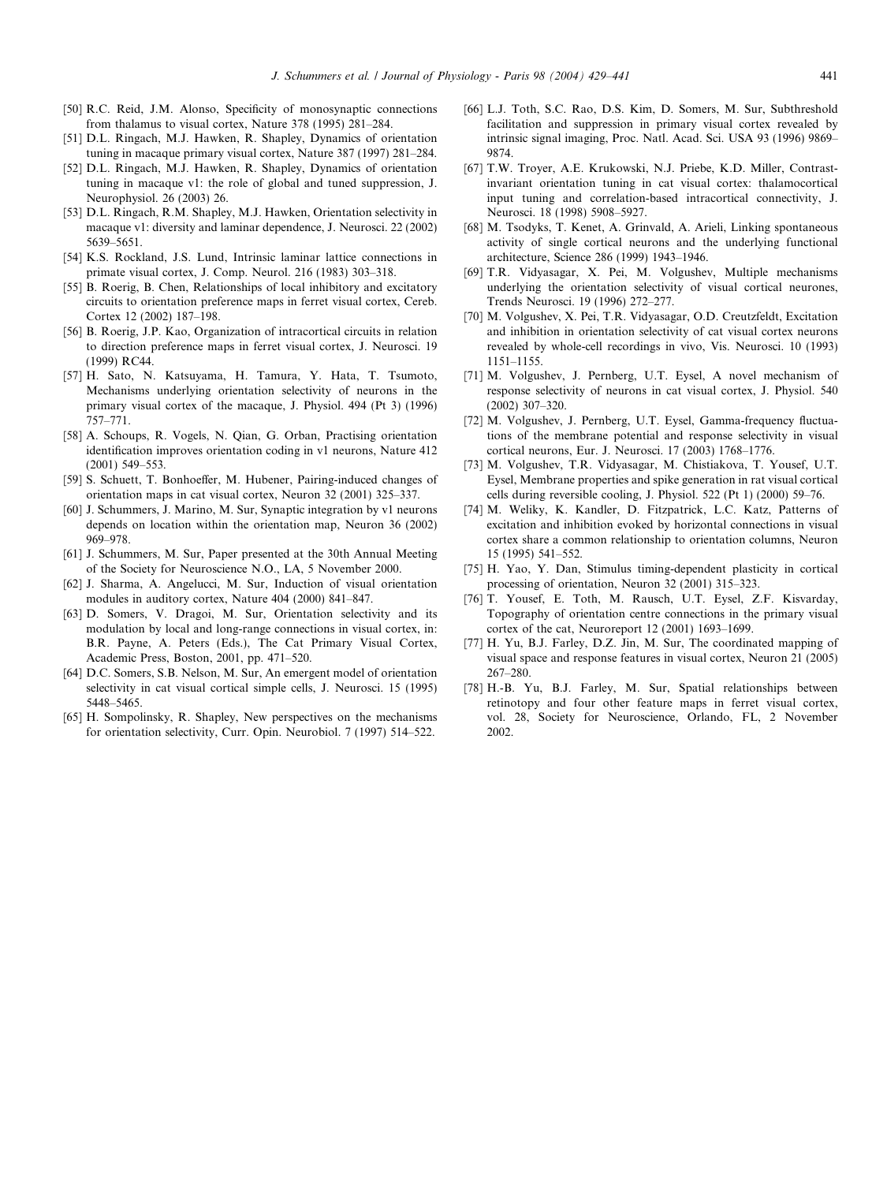[50] R.C. Reid, J.M. Alonso, Specificity of monosynaptic connections from thalamus to visual cortex, Nature 378 (1995) 281–284.

[51] D.L. Ringach, M.J. Hawken, R. Shapley, Dynamics of orientation tuning in macaque primary visual cortex, Nature 387 (1997) 281–284.

[52] D.L. Ringach, M.J. Hawken, R. Shapley, Dynamics of orientation tuning in macaque v1: the role of global and tuned suppression, J. Neurophysiol. 26 (2003) 26.

[53] D.L. Ringach, R.M. Shapley, M.J. Hawken, Orientation selectivity in macaque v1: diversity and laminar dependence, J. Neurosci. 22 (2002) 5639–5651.

[54] K.S. Rockland, J.S. Lund, Intrinsic laminar lattice connections in primate visual cortex, J. Comp. Neurol. 216 (1983) 303–318.

[55] B. Roerig, B. Chen, Relationships of local inhibitory and excitatory circuits to orientation preference maps in ferret visual cortex, Cereb. Cortex 12 (2002) 187–198.

[56] B. Roerig, J.P. Kao, Organization of intracortical circuits in relation to direction preference maps in ferret visual cortex, J. Neurosci. 19 (1999) RC44.

[57] H. Sato, N. Katsuyama, H. Tamura, Y. Hata, T. Tsumoto, Mechanisms underlying orientation selectivity of neurons in the primary visual cortex of the macaque, J. Physiol. 494 (Pt 3) (1996) 757–771.

[58] A. Schoups, R. Vogels, N. Qian, G. Orban, Practising orientation identification improves orientation coding in v1 neurons, Nature 412 (2001) 549–553.

[59] S. Schuett, T. Bonhoeffer, M. Hubener, Pairing-induced changes of orientation maps in cat visual cortex, Neuron 32 (2001) 325–337.

[60] J. Schummers, J. Marino, M. Sur, Synaptic integration by v1 neurons depends on location within the orientation map, Neuron 36 (2002) 969–978.

[61] J. Schummers, M. Sur, Paper presented at the 30th Annual Meeting of the Society for Neuroscience N.O., LA, 5 November 2000.

[62] J. Sharma, A. Angelucci, M. Sur, Induction of visual orientation modules in auditory cortex, Nature 404 (2000) 841–847.

[63] D. Somers, V. Dragoi, M. Sur, Orientation selectivity and its modulation by local and long-range connections in visual cortex, in: B.R. Payne, A. Peters (Eds.), The Cat Primary Visual Cortex, Academic Press, Boston, 2001, pp. 471–520.

[64] D.C. Somers, S.B. Nelson, M. Sur, An emergent model of orientation selectivity in cat visual cortical simple cells, J. Neurosci. 15 (1995) 5448–5465.

[65] H. Sompolinsky, R. Shapley, New perspectives on the mechanisms for orientation selectivity, Curr. Opin. Neurobiol. 7 (1997) 514–522.

[66] L.J. Toth, S.C. Rao, D.S. Kim, D. Somers, M. Sur, Subthreshold facilitation and suppression in primary visual cortex revealed by intrinsic signal imaging, Proc. Natl. Acad. Sci. USA 93 (1996) 9869–9874.

[67] T.W. Troyer, A.E. Krukowski, N.J. Priebe, K.D. Miller, Contrast-invariant orientation tuning in cat visual cortex: thalamocortical input tuning and correlation-based intracortical connectivity, J. Neurosci. 18 (1998) 5908–5927.

[68] M. Tsodyks, T. Kenet, A. Grinvald, A. Arieli, Linking spontaneous activity of single cortical neurons and the underlying functional architecture, Science 286 (1999) 1943–1946.

[69] T.R. Vidyasagar, X. Pei, M. Volgushev, Multiple mechanisms underlying the orientation selectivity of visual cortical neurones, Trends Neurosci. 19 (1996) 272–277.

[70] M. Volgushev, X. Pei, T.R. Vidyasagar, O.D. Creutzfeldt, Excitation and inhibition in orientation selectivity of cat visual cortex neurons revealed by whole-cell recordings in vivo, Vis. Neurosci. 10 (1993) 1151–1155.

[71] M. Volgushev, J. Pernberg, U.T. Eysel, A novel mechanism of response selectivity of neurons in cat visual cortex, J. Physiol. 540 (2002) 307–320.

[72] M. Volgushev, J. Pernberg, U.T. Eysel, Gamma-frequency fluctuations of the membrane potential and response selectivity in visual cortical neurons, Eur. J. Neurosci. 17 (2003) 1768–1776.

[73] M. Volgushev, T.R. Vidyasagar, M. Chistiakova, T. Yousef, U.T. Eysel, Membrane properties and spike generation in rat visual cortical cells during reversible cooling, J. Physiol. 522 (Pt 1) (2000) 59–76.

[74] M. Weliky, K. Kandler, D. Fitzpatrick, L.C. Katz, Patterns of excitation and inhibition evoked by horizontal connections in visual cortex share a common relationship to orientation columns, Neuron 15 (1995) 541–552.

[75] H. Yao, Y. Dan, Stimulus timing-dependent plasticity in cortical processing of orientation, Neuron 32 (2001) 315–323.

[76] T. Yousef, E. Toth, M. Rausch, U.T. Eysel, Z.F. Kisvarday, Topography of orientation centre connections in the primary visual cortex of the cat, Neuroreport 12 (2001) 1693–1699.

[77] H. Yu, B.J. Farley, D.Z. Jin, M. Sur, The coordinated mapping of visual space and response features in visual cortex, Neuron 21 (2005) 267–280.

[78] H.-B. Yu, B.J. Farley, M. Sur, Spatial relationships between retinotopy and four other feature maps in ferret visual cortex, vol. 28, Society for Neuroscience, Orlando, FL, 2 November 2002.